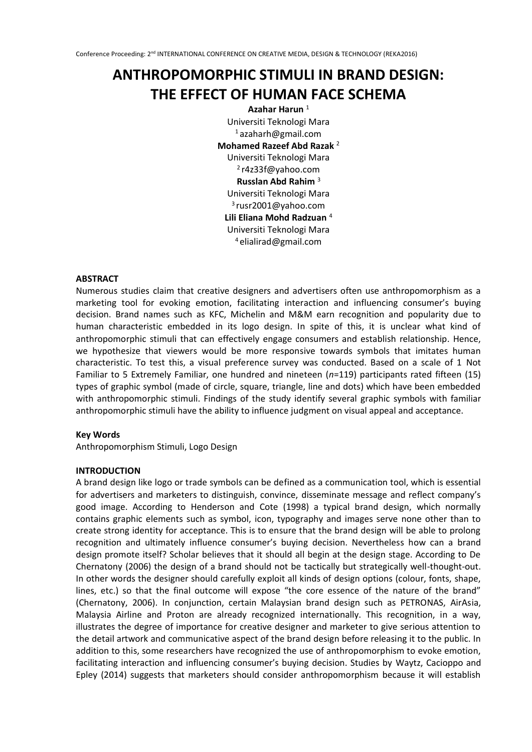# ANTHROPOMORPHIC STIMULI IN BRAND DESIGN: THE EFFECT OF HUMAN FACE SCHEMA

**Azahar Harun** [1]
Universiti Teknologi Mara
[1] azaharh@gmail.com

**Mohamed Razeef Abd Razak** [2]
Universiti Teknologi Mara
[2] r4z33f@yahoo.com

**Russlan Abd Rahim** [3]
Universiti Teknologi Mara
[3] rusr2001@yahoo.com

**Lili Eliana Mohd Radzuan** [4]
Universiti Teknologi Mara
[4] elialirad@gmail.com

### ABSTRACT

Numerous studies claim that creative designers and advertisers often use anthropomorphism as a marketing tool for evoking emotion, facilitating interaction and influencing consumer's buying decision. Brand names such as KFC, Michelin and M&M earn recognition and popularity due to human characteristic embedded in its logo design. In spite of this, it is unclear what kind of anthropomorphic stimuli that can effectively engage consumers and establish relationship. Hence, we hypothesize that viewers would be more responsive towards symbols that imitates human characteristic. To test this, a visual preference survey was conducted. Based on a scale of 1 Not Familiar to 5 Extremely Familiar, one hundred and nineteen ($n$=119) participants rated fifteen (15) types of graphic symbol (made of circle, square, triangle, line and dots) which have been embedded with anthropomorphic stimuli. Findings of the study identify several graphic symbols with familiar anthropomorphic stimuli have the ability to influence judgment on visual appeal and acceptance.

### Key Words

Anthropomorphism Stimuli, Logo Design

### INTRODUCTION

A brand design like logo or trade symbols can be defined as a communication tool, which is essential for advertisers and marketers to distinguish, convince, disseminate message and reflect company's good image. According to Henderson and Cote (1998) a typical brand design, which normally contains graphic elements such as symbol, icon, typography and images serve none other than to create strong identity for acceptance. This is to ensure that the brand design will be able to prolong recognition and ultimately influence consumer's buying decision. Nevertheless how can a brand design promote itself? Scholar believes that it should all begin at the design stage. According to De Chernatony (2006) the design of a brand should not be tactically but strategically well-thought-out. In other words the designer should carefully exploit all kinds of design options (colour, fonts, shape, lines, etc.) so that the final outcome will expose "the core essence of the nature of the brand" (Chernatony, 2006). In conjunction, certain Malaysian brand design such as PETRONAS, AirAsia, Malaysia Airline and Proton are already recognized internationally. This recognition, in a way, illustrates the degree of importance for creative designer and marketer to give serious attention to the detail artwork and communicative aspect of the brand design before releasing it to the public. In addition to this, some researchers have recognized the use of anthropomorphism to evoke emotion, facilitating interaction and influencing consumer's buying decision. Studies by Waytz, Cacioppo and Epley (2014) suggests that marketers should consider anthropomorphism because it will establish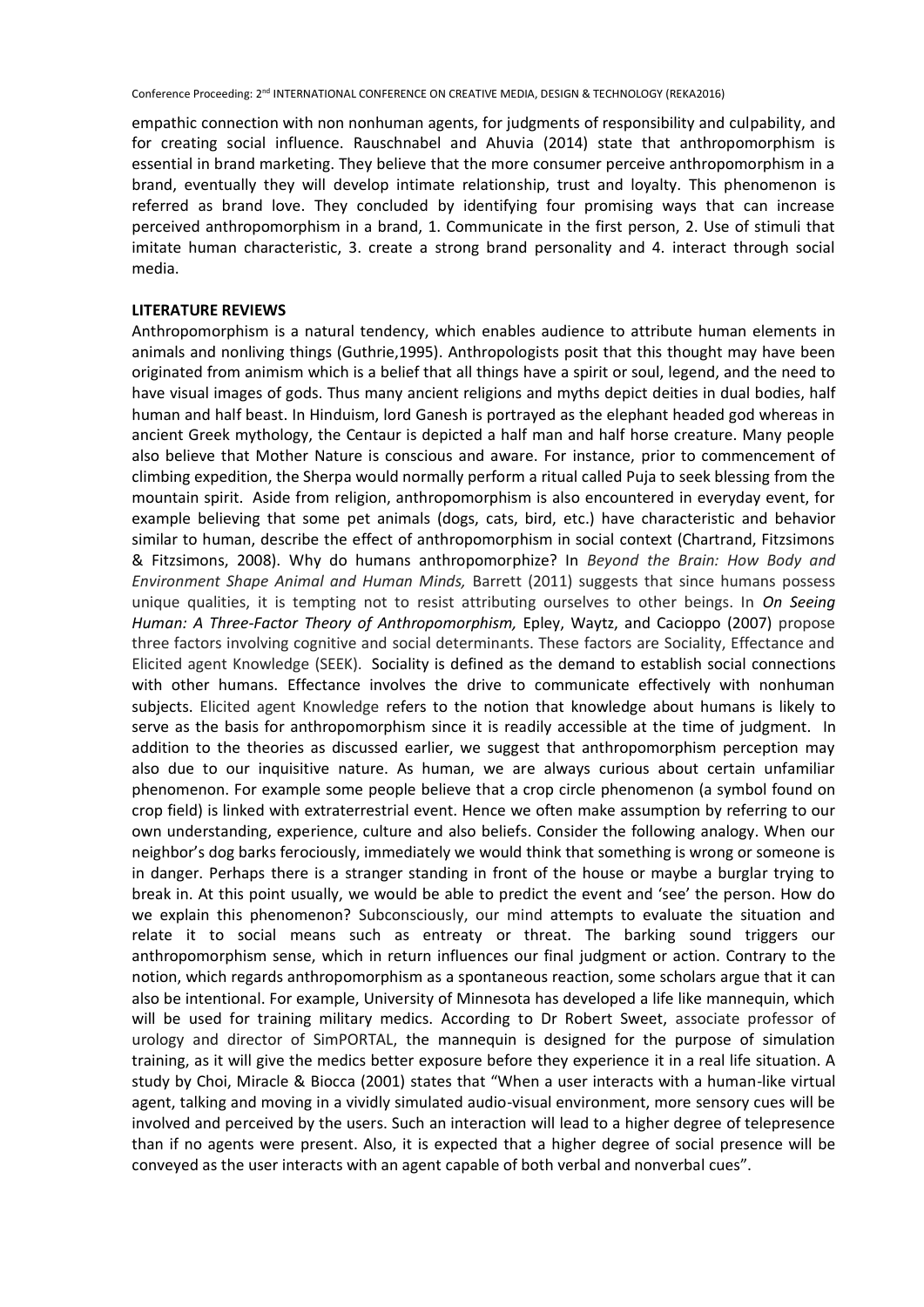empathic connection with non nonhuman agents, for judgments of responsibility and culpability, and for creating social influence. Rauschnabel and Ahuvia (2014) state that anthropomorphism is essential in brand marketing. They believe that the more consumer perceive anthropomorphism in a brand, eventually they will develop intimate relationship, trust and loyalty. This phenomenon is referred as brand love. They concluded by identifying four promising ways that can increase perceived anthropomorphism in a brand, 1. Communicate in the first person, 2. Use of stimuli that imitate human characteristic, 3. create a strong brand personality and 4. interact through social media.

## LITERATURE REVIEWS

Anthropomorphism is a natural tendency, which enables audience to attribute human elements in animals and nonliving things (Guthrie,1995). Anthropologists posit that this thought may have been originated from animism which is a belief that all things have a spirit or soul, legend, and the need to have visual images of gods. Thus many ancient religions and myths depict deities in dual bodies, half human and half beast. In Hinduism, lord Ganesh is portrayed as the elephant headed god whereas in ancient Greek mythology, the Centaur is depicted a half man and half horse creature. Many people also believe that Mother Nature is conscious and aware. For instance, prior to commencement of climbing expedition, the Sherpa would normally perform a ritual called Puja to seek blessing from the mountain spirit. Aside from religion, anthropomorphism is also encountered in everyday event, for example believing that some pet animals (dogs, cats, bird, etc.) have characteristic and behavior similar to human, describe the effect of anthropomorphism in social context (Chartrand, Fitzsimons & Fitzsimons, 2008). Why do humans anthropomorphize? In *Beyond the Brain: How Body and Environment Shape Animal and Human Minds,* Barrett (2011) suggests that since humans possess unique qualities, it is tempting not to resist attributing ourselves to other beings. In *On Seeing Human: A Three-Factor Theory of Anthropomorphism,* Epley, Waytz, and Cacioppo (2007) propose three factors involving cognitive and social determinants. These factors are Sociality, Effectance and Elicited agent Knowledge (SEEK). Sociality is defined as the demand to establish social connections with other humans. Effectance involves the drive to communicate effectively with nonhuman subjects. Elicited agent Knowledge refers to the notion that knowledge about humans is likely to serve as the basis for anthropomorphism since it is readily accessible at the time of judgment. In addition to the theories as discussed earlier, we suggest that anthropomorphism perception may also due to our inquisitive nature. As human, we are always curious about certain unfamiliar phenomenon. For example some people believe that a crop circle phenomenon (a symbol found on crop field) is linked with extraterrestrial event. Hence we often make assumption by referring to our own understanding, experience, culture and also beliefs. Consider the following analogy. When our neighbor's dog barks ferociously, immediately we would think that something is wrong or someone is in danger. Perhaps there is a stranger standing in front of the house or maybe a burglar trying to break in. At this point usually, we would be able to predict the event and 'see' the person. How do we explain this phenomenon? Subconsciously, our mind attempts to evaluate the situation and relate it to social means such as entreaty or threat. The barking sound triggers our anthropomorphism sense, which in return influences our final judgment or action. Contrary to the notion, which regards anthropomorphism as a spontaneous reaction, some scholars argue that it can also be intentional. For example, University of Minnesota has developed a life like mannequin, which will be used for training military medics. According to Dr Robert Sweet, associate professor of urology and director of SimPORTAL, the mannequin is designed for the purpose of simulation training, as it will give the medics better exposure before they experience it in a real life situation. A study by Choi, Miracle & Biocca (2001) states that "When a user interacts with a human-like virtual agent, talking and moving in a vividly simulated audio-visual environment, more sensory cues will be involved and perceived by the users. Such an interaction will lead to a higher degree of telepresence than if no agents were present. Also, it is expected that a higher degree of social presence will be conveyed as the user interacts with an agent capable of both verbal and nonverbal cues".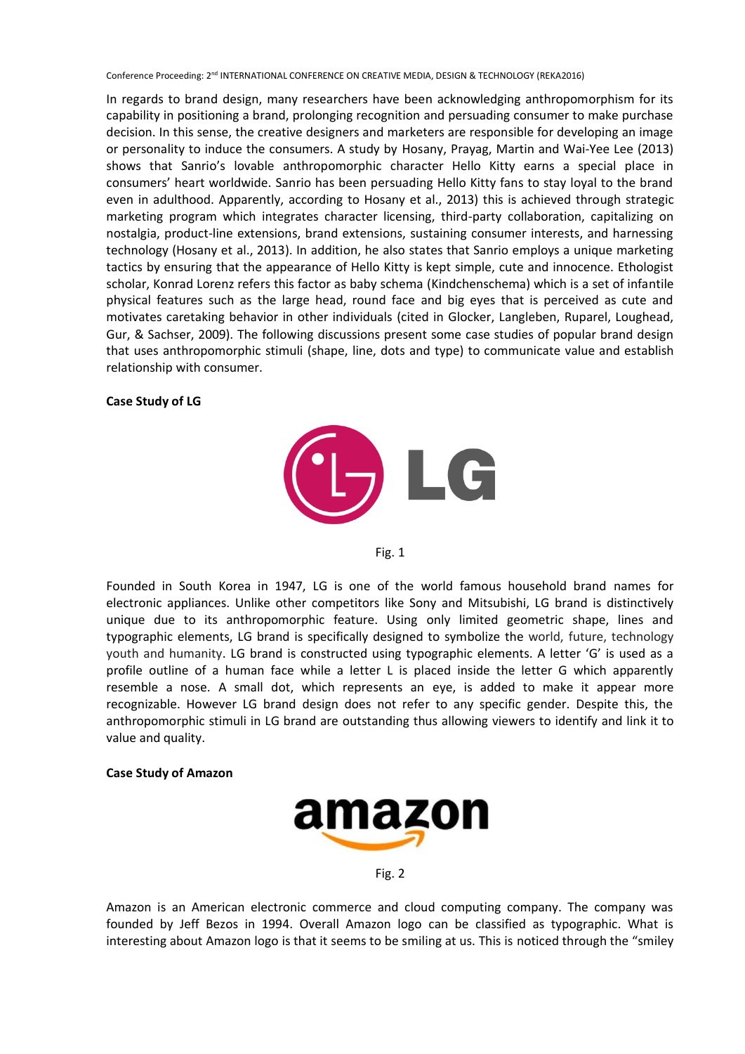In regards to brand design, many researchers have been acknowledging anthropomorphism for its capability in positioning a brand, prolonging recognition and persuading consumer to make purchase decision. In this sense, the creative designers and marketers are responsible for developing an image or personality to induce the consumers. A study by Hosany, Prayag, Martin and Wai-Yee Lee (2013) shows that Sanrio's lovable anthropomorphic character Hello Kitty earns a special place in consumers' heart worldwide. Sanrio has been persuading Hello Kitty fans to stay loyal to the brand even in adulthood. Apparently, according to Hosany et al., 2013) this is achieved through strategic marketing program which integrates character licensing, third-party collaboration, capitalizing on nostalgia, product-line extensions, brand extensions, sustaining consumer interests, and harnessing technology (Hosany et al., 2013). In addition, he also states that Sanrio employs a unique marketing tactics by ensuring that the appearance of Hello Kitty is kept simple, cute and innocence. Ethologist scholar, Konrad Lorenz refers this factor as baby schema (Kindchenschema) which is a set of infantile physical features such as the large head, round face and big eyes that is perceived as cute and motivates caretaking behavior in other individuals (cited in Glocker, Langleben, Ruparel, Loughead, Gur, & Sachser, 2009). The following discussions present some case studies of popular brand design that uses anthropomorphic stimuli (shape, line, dots and type) to communicate value and establish relationship with consumer.

**Case Study of LG**

Fig. 1

Founded in South Korea in 1947, LG is one of the world famous household brand names for electronic appliances. Unlike other competitors like Sony and Mitsubishi, LG brand is distinctively unique due to its anthropomorphic feature. Using only limited geometric shape, lines and typographic elements, LG brand is specifically designed to symbolize the world, future, technology youth and humanity. LG brand is constructed using typographic elements. A letter 'G' is used as a profile outline of a human face while a letter L is placed inside the letter G which apparently resemble a nose. A small dot, which represents an eye, is added to make it appear more recognizable. However LG brand design does not refer to any specific gender. Despite this, the anthropomorphic stimuli in LG brand are outstanding thus allowing viewers to identify and link it to value and quality.

**Case Study of Amazon**

Fig. 2

Amazon is an American electronic commerce and cloud computing company. The company was founded by Jeff Bezos in 1994. Overall Amazon logo can be classified as typographic. What is interesting about Amazon logo is that it seems to be smiling at us. This is noticed through the "smiley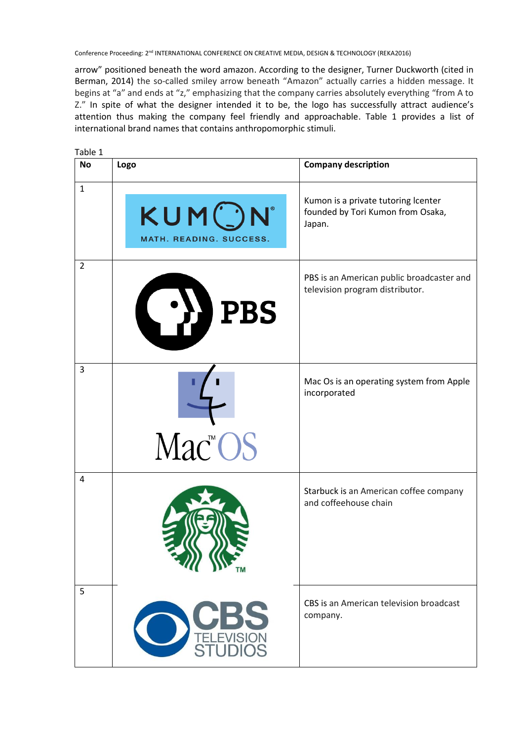arrow" positioned beneath the word amazon. According to the designer, Turner Duckworth (cited in Berman, 2014) the so-called smiley arrow beneath "Amazon" actually carries a hidden message. It begins at "a" and ends at "z," emphasizing that the company carries absolutely everything "from A to Z." In spite of what the designer intended it to be, the logo has successfully attract audience's attention thus making the company feel friendly and approachable. Table 1 provides a list of international brand names that contains anthropomorphic stimuli.

Table 1

| No | Logo | Company description |
|---|---|---|
| 1 | KUMON MATH. READING. SUCCESS. | Kumon is a private tutoring lcenter founded by Tori Kumon from Osaka, Japan. |
| 2 | PBS | PBS is an American public broadcaster and television program distributor. |
| 3 | Mac™ OS | Mac Os is an operating system from Apple incorporated |
| 4 | ™ | Starbuck is an American coffee company and coffeehouse chain |
| 5 | CBS TELEVISION STUDIOS | CBS is an American television broadcast company. |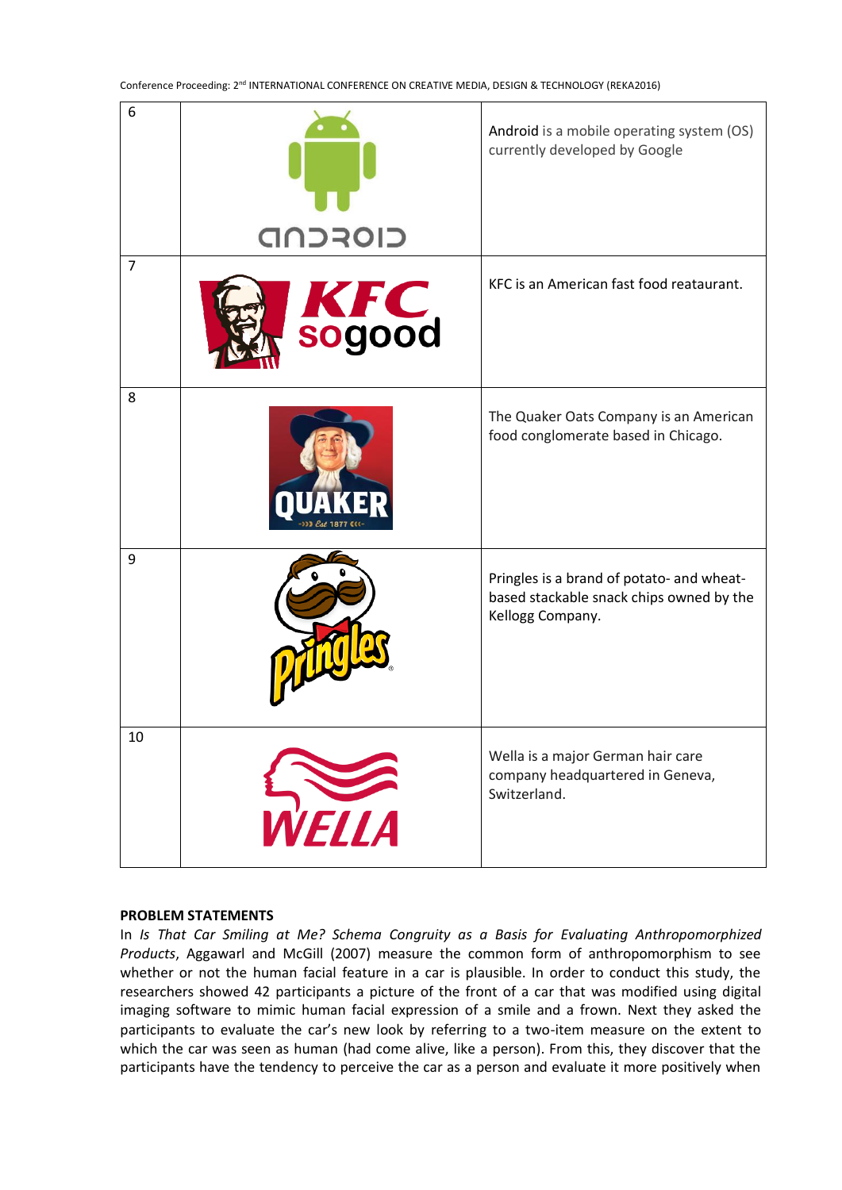| | | |
|---|---|---|
| 6 | | Android is a mobile operating system (OS) currently developed by Google |
| 7 | | KFC is an American fast food reataurant. |
| 8 | | The Quaker Oats Company is an American food conglomerate based in Chicago. |
| 9 | | Pringles is a brand of potato- and wheat-based stackable snack chips owned by the Kellogg Company. |
| 10 | | Wella is a major German hair care company headquartered in Geneva, Switzerland. |

**PROBLEM STATEMENTS**

In *Is That Car Smiling at Me? Schema Congruity as a Basis for Evaluating Anthropomorphized Products*, Aggawarl and McGill (2007) measure the common form of anthropomorphism to see whether or not the human facial feature in a car is plausible. In order to conduct this study, the researchers showed 42 participants a picture of the front of a car that was modified using digital imaging software to mimic human facial expression of a smile and a frown. Next they asked the participants to evaluate the car's new look by referring to a two-item measure on the extent to which the car was seen as human (had come alive, like a person). From this, they discover that the participants have the tendency to perceive the car as a person and evaluate it more positively when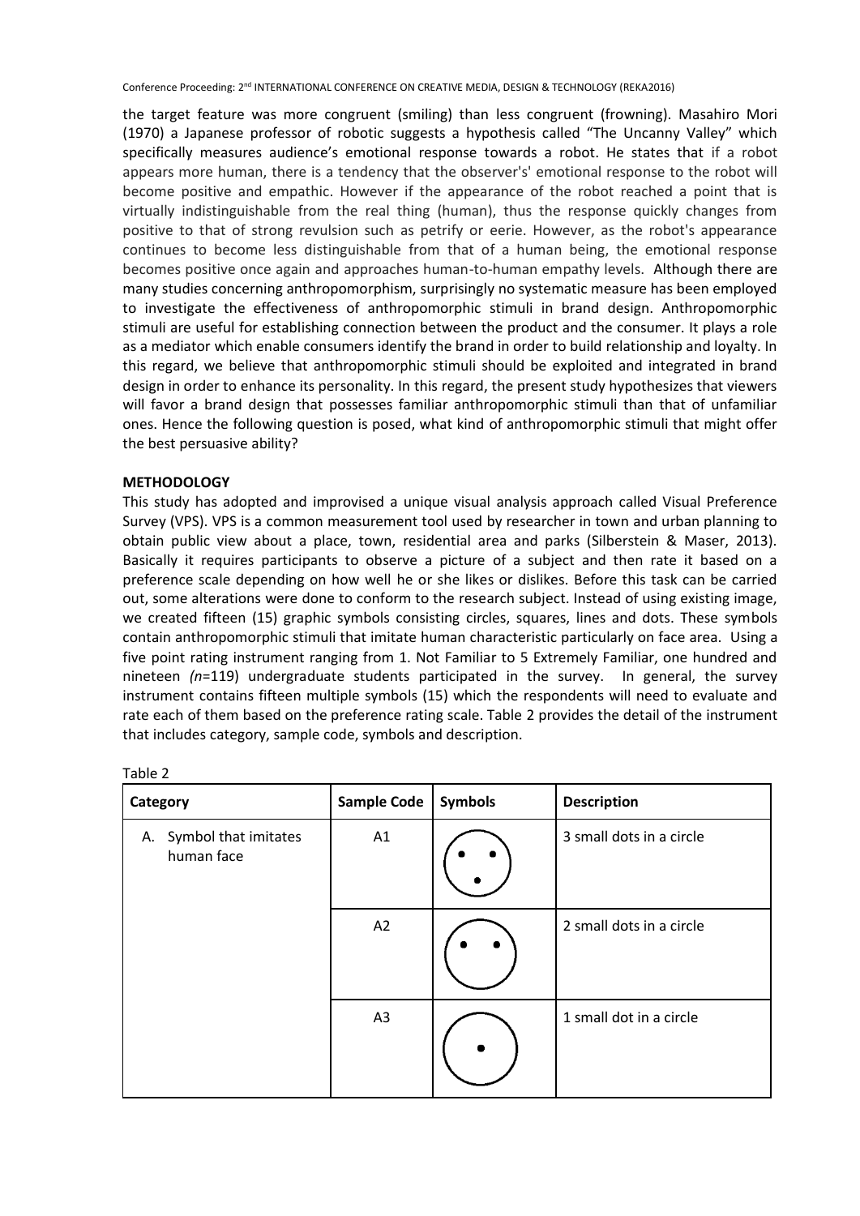the target feature was more congruent (smiling) than less congruent (frowning). Masahiro Mori (1970) a Japanese professor of robotic suggests a hypothesis called "The Uncanny Valley" which specifically measures audience's emotional response towards a robot. He states that if a robot appears more human, there is a tendency that the observer's' emotional response to the robot will become positive and empathic. However if the appearance of the robot reached a point that is virtually indistinguishable from the real thing (human), thus the response quickly changes from positive to that of strong revulsion such as petrify or eerie. However, as the robot's appearance continues to become less distinguishable from that of a human being, the emotional response becomes positive once again and approaches human-to-human empathy levels. Although there are many studies concerning anthropomorphism, surprisingly no systematic measure has been employed to investigate the effectiveness of anthropomorphic stimuli in brand design. Anthropomorphic stimuli are useful for establishing connection between the product and the consumer. It plays a role as a mediator which enable consumers identify the brand in order to build relationship and loyalty. In this regard, we believe that anthropomorphic stimuli should be exploited and integrated in brand design in order to enhance its personality. In this regard, the present study hypothesizes that viewers will favor a brand design that possesses familiar anthropomorphic stimuli than that of unfamiliar ones. Hence the following question is posed, what kind of anthropomorphic stimuli that might offer the best persuasive ability?

## METHODOLOGY

This study has adopted and improvised a unique visual analysis approach called Visual Preference Survey (VPS). VPS is a common measurement tool used by researcher in town and urban planning to obtain public view about a place, town, residential area and parks (Silberstein & Maser, 2013). Basically it requires participants to observe a picture of a subject and then rate it based on a preference scale depending on how well he or she likes or dislikes. Before this task can be carried out, some alterations were done to conform to the research subject. Instead of using existing image, we created fifteen (15) graphic symbols consisting circles, squares, lines and dots. These symbols contain anthropomorphic stimuli that imitate human characteristic particularly on face area. Using a five point rating instrument ranging from 1. Not Familiar to 5 Extremely Familiar, one hundred and nineteen *(n=*119) undergraduate students participated in the survey. In general, the survey instrument contains fifteen multiple symbols (15) which the respondents will need to evaluate and rate each of them based on the preference rating scale. Table 2 provides the detail of the instrument that includes category, sample code, symbols and description.

Table 2

| Category | Sample Code | Symbols | Description |
|---|---|---|---|
| A. Symbol that imitates human face | A1 | | 3 small dots in a circle |
| | A2 | | 2 small dots in a circle |
| | A3 | | 1 small dot in a circle |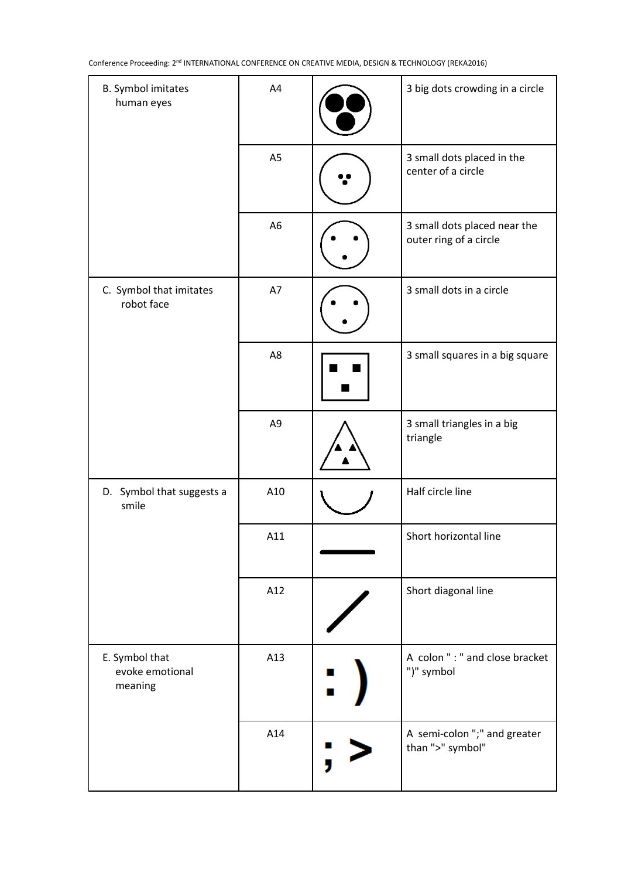| B. Symbol imitates human eyes | A4 | | 3 big dots crowding in a circle |
|---|---|---|---|
| | A5 | | 3 small dots placed in the center of a circle |
| | A6 | | 3 small dots placed near the outer ring of a circle |
| C. Symbol that imitates robot face | A7 | | 3 small dots in a circle |
| | A8 | | 3 small squares in a big square |
| | A9 | | 3 small triangles in a big triangle |
| D. Symbol that suggests a smile | A10 | | Half circle line |
| | A11 | | Short horizontal line |
| | A12 | | Short diagonal line |
| E. Symbol that evoke emotional meaning | A13 | : ) | A colon " : " and close bracket ")" symbol |
| | A14 | ; > | A semi-colon ";" and greater than ">" symbol" |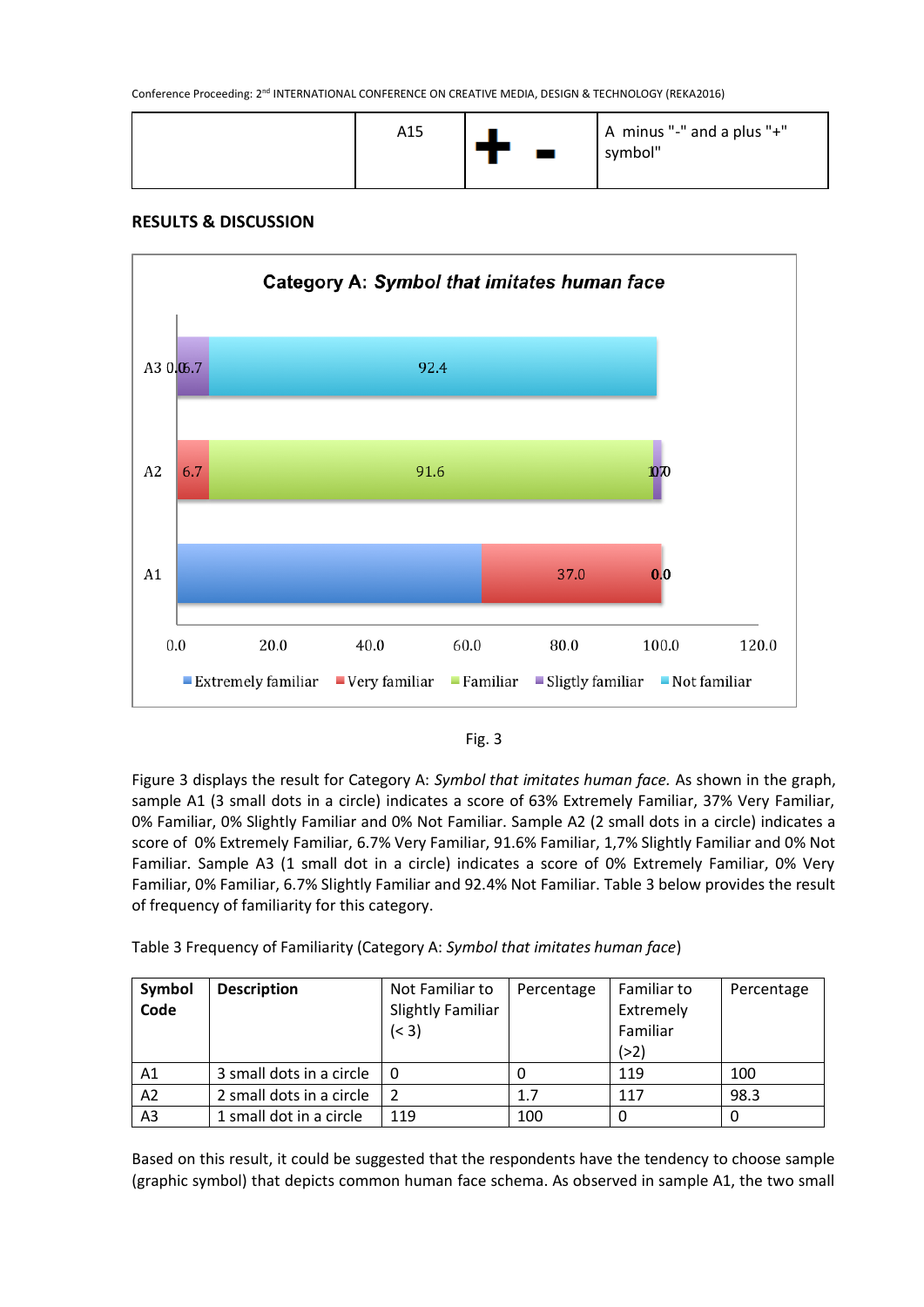|  | A15 | + - | A minus "-" and a plus "+" symbol" |
|---|---|---|---|

## RESULTS & DISCUSSION

Fig. 3

Figure 3 displays the result for Category A: *Symbol that imitates human face.* As shown in the graph, sample A1 (3 small dots in a circle) indicates a score of 63% Extremely Familiar, 37% Very Familiar, 0% Familiar, 0% Slightly Familiar and 0% Not Familiar. Sample A2 (2 small dots in a circle) indicates a score of 0% Extremely Familiar, 6.7% Very Familiar, 91.6% Familiar, 1,7% Slightly Familiar and 0% Not Familiar. Sample A3 (1 small dot in a circle) indicates a score of 0% Extremely Familiar, 0% Very Familiar, 0% Familiar, 6.7% Slightly Familiar and 92.4% Not Familiar. Table 3 below provides the result of frequency of familiarity for this category.

Table 3 Frequency of Familiarity (Category A: *Symbol that imitates human face*)

| Symbol Code | Description | Not Familiar to Slightly Familiar (< 3) | Percentage | Familiar to Extremely Familiar (>2) | Percentage |
|---|---|---|---|---|---|
| A1 | 3 small dots in a circle | 0 | 0 | 119 | 100 |
| A2 | 2 small dots in a circle | 2 | 1.7 | 117 | 98.3 |
| A3 | 1 small dot in a circle | 119 | 100 | 0 | 0 |

Based on this result, it could be suggested that the respondents have the tendency to choose sample (graphic symbol) that depicts common human face schema. As observed in sample A1, the two small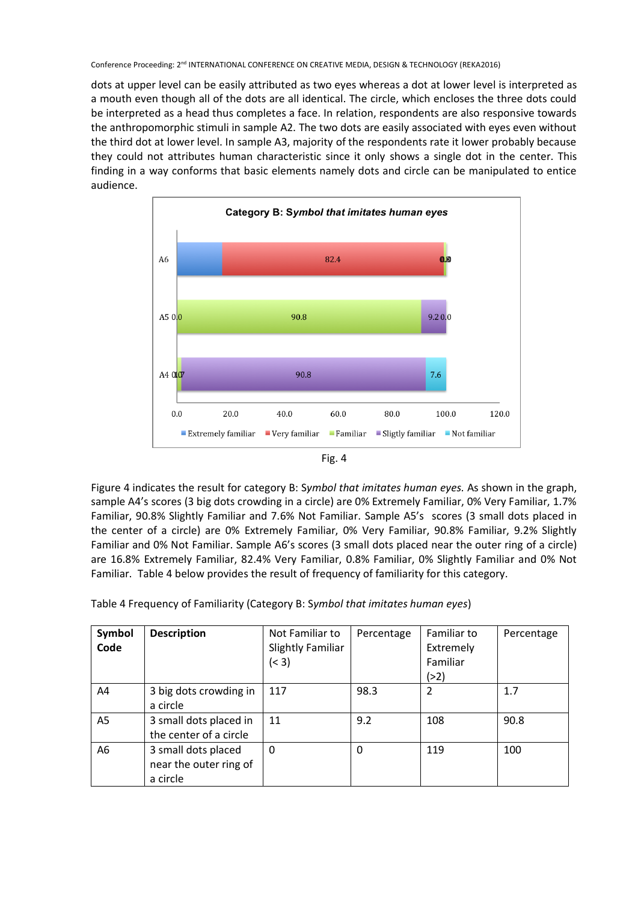dots at upper level can be easily attributed as two eyes whereas a dot at lower level is interpreted as a mouth even though all of the dots are all identical. The circle, which encloses the three dots could be interpreted as a head thus completes a face. In relation, respondents are also responsive towards the anthropomorphic stimuli in sample A2. The two dots are easily associated with eyes even without the third dot at lower level. In sample A3, majority of the respondents rate it lower probably because they could not attributes human characteristic since it only shows a single dot in the center. This finding in a way conforms that basic elements namely dots and circle can be manipulated to entice audience.

Fig. 4

Figure 4 indicates the result for category B: S*ymbol that imitates human eyes.* As shown in the graph, sample A4's scores (3 big dots crowding in a circle) are 0% Extremely Familiar, 0% Very Familiar, 1.7% Familiar, 90.8% Slightly Familiar and 7.6% Not Familiar. Sample A5's scores (3 small dots placed in the center of a circle) are 0% Extremely Familiar, 0% Very Familiar, 90.8% Familiar, 9.2% Slightly Familiar and 0% Not Familiar. Sample A6's scores (3 small dots placed near the outer ring of a circle) are 16.8% Extremely Familiar, 82.4% Very Familiar, 0.8% Familiar, 0% Slightly Familiar and 0% Not Familiar. Table 4 below provides the result of frequency of familiarity for this category.

Table 4 Frequency of Familiarity (Category B: S*ymbol that imitates human eyes*)

| Symbol Code | Description | Not Familiar to Slightly Familiar (< 3) | Percentage | Familiar to Extremely Familiar (>2) | Percentage |
|---|---|---|---|---|---|
| A4 | 3 big dots crowding in a circle | 117 | 98.3 | 2 | 1.7 |
| A5 | 3 small dots placed in the center of a circle | 11 | 9.2 | 108 | 90.8 |
| A6 | 3 small dots placed near the outer ring of a circle | 0 | 0 | 119 | 100 |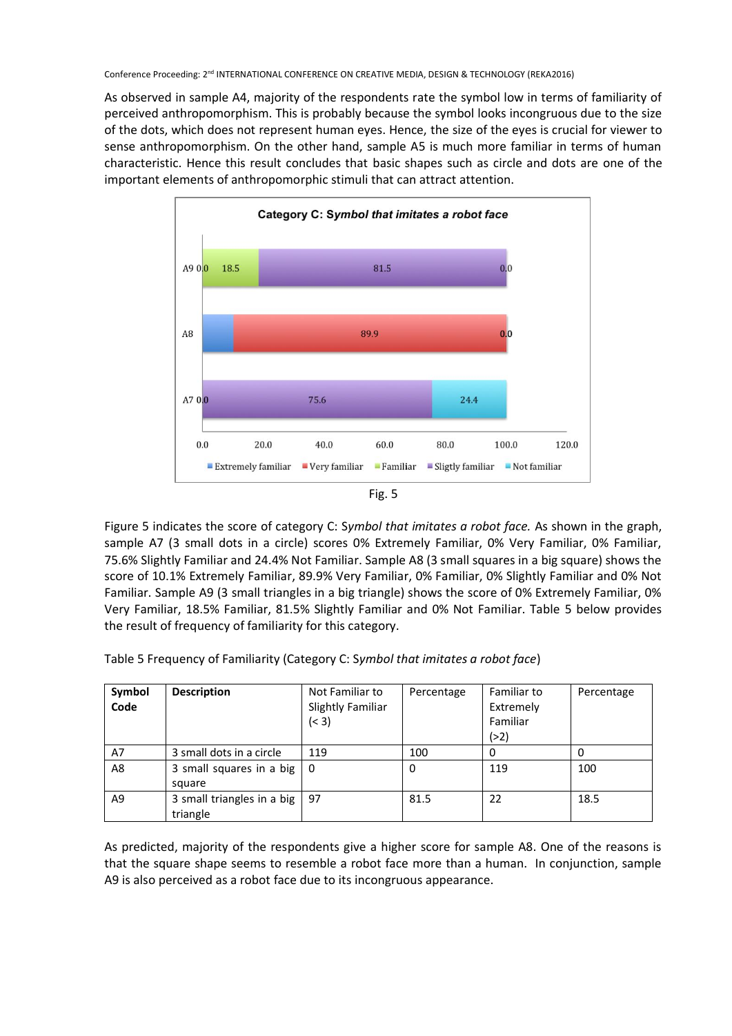As observed in sample A4, majority of the respondents rate the symbol low in terms of familiarity of perceived anthropomorphism. This is probably because the symbol looks incongruous due to the size of the dots, which does not represent human eyes. Hence, the size of the eyes is crucial for viewer to sense anthropomorphism. On the other hand, sample A5 is much more familiar in terms of human characteristic. Hence this result concludes that basic shapes such as circle and dots are one of the important elements of anthropomorphic stimuli that can attract attention.

Fig. 5

Figure 5 indicates the score of category C: S*ymbol that imitates a robot face.* As shown in the graph, sample A7 (3 small dots in a circle) scores 0% Extremely Familiar, 0% Very Familiar, 0% Familiar, 75.6% Slightly Familiar and 24.4% Not Familiar. Sample A8 (3 small squares in a big square) shows the score of 10.1% Extremely Familiar, 89.9% Very Familiar, 0% Familiar, 0% Slightly Familiar and 0% Not Familiar. Sample A9 (3 small triangles in a big triangle) shows the score of 0% Extremely Familiar, 0% Very Familiar, 18.5% Familiar, 81.5% Slightly Familiar and 0% Not Familiar. Table 5 below provides the result of frequency of familiarity for this category.

Table 5 Frequency of Familiarity (Category C: S*ymbol that imitates a robot face*)

| **Symbol Code** | **Description** | Not Familiar to Slightly Familiar (< 3) | Percentage | Familiar to Extremely Familiar (>2) | Percentage |
|---|---|---|---|---|---|
| A7 | 3 small dots in a circle | 119 | 100 | 0 | 0 |
| A8 | 3 small squares in a big square | 0 | 0 | 119 | 100 |
| A9 | 3 small triangles in a big triangle | 97 | 81.5 | 22 | 18.5 |

As predicted, majority of the respondents give a higher score for sample A8. One of the reasons is that the square shape seems to resemble a robot face more than a human. In conjunction, sample A9 is also perceived as a robot face due to its incongruous appearance.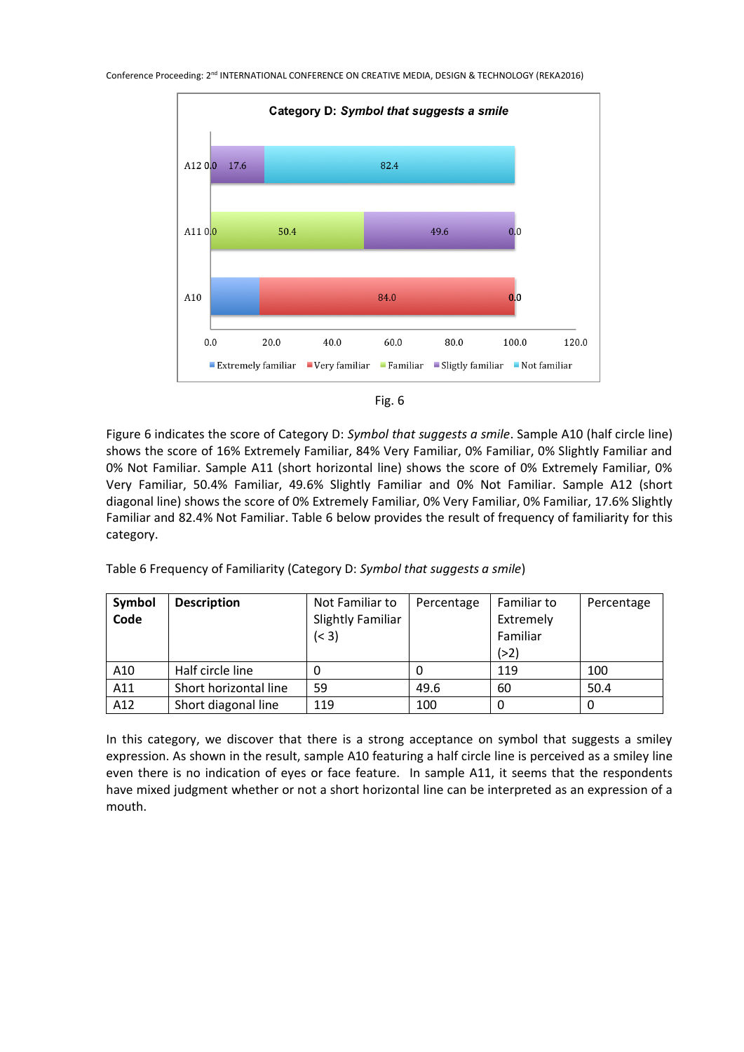Fig. 6

Figure 6 indicates the score of Category D: *Symbol that suggests a smile*. Sample A10 (half circle line) shows the score of 16% Extremely Familiar, 84% Very Familiar, 0% Familiar, 0% Slightly Familiar and 0% Not Familiar. Sample A11 (short horizontal line) shows the score of 0% Extremely Familiar, 0% Very Familiar, 50.4% Familiar, 49.6% Slightly Familiar and 0% Not Familiar. Sample A12 (short diagonal line) shows the score of 0% Extremely Familiar, 0% Very Familiar, 0% Familiar, 17.6% Slightly Familiar and 82.4% Not Familiar. Table 6 below provides the result of frequency of familiarity for this category.

Table 6 Frequency of Familiarity (Category D: *Symbol that suggests a smile*)

| **Symbol Code** | **Description** | Not Familiar to Slightly Familiar (< 3) | Percentage | Familiar to Extremely Familiar (>2) | Percentage |
|---|---|---|---|---|---|
| A10 | Half circle line | 0 | 0 | 119 | 100 |
| A11 | Short horizontal line | 59 | 49.6 | 60 | 50.4 |
| A12 | Short diagonal line | 119 | 100 | 0 | 0 |

In this category, we discover that there is a strong acceptance on symbol that suggests a smiley expression. As shown in the result, sample A10 featuring a half circle line is perceived as a smiley line even there is no indication of eyes or face feature. In sample A11, it seems that the respondents have mixed judgment whether or not a short horizontal line can be interpreted as an expression of a mouth.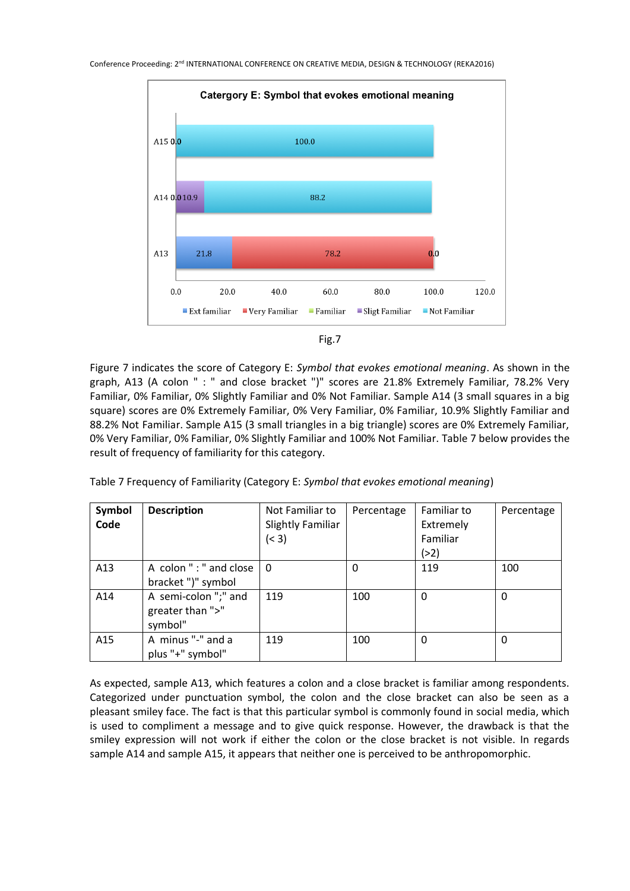Catergory E: Symbol that evokes emotional meaning

| | Ext familiar | Very Familiar | Familiar | Sligt Familiar | Not Familiar |
|---|---|---|---|---|---|
| A15 | 0.0 | | | | 100.0 |
| A14 | 0.0 | | | 10.9 | 88.2 |
| A13 | 21.8 | 78.2 | | | 0.0 |

Fig.7

Figure 7 indicates the score of Category E: *Symbol that evokes emotional meaning*. As shown in the graph, A13 (A colon " : " and close bracket ")" scores are 21.8% Extremely Familiar, 78.2% Very Familiar, 0% Familiar, 0% Slightly Familiar and 0% Not Familiar. Sample A14 (3 small squares in a big square) scores are 0% Extremely Familiar, 0% Very Familiar, 0% Familiar, 10.9% Slightly Familiar and 88.2% Not Familiar. Sample A15 (3 small triangles in a big triangle) scores are 0% Extremely Familiar, 0% Very Familiar, 0% Familiar, 0% Slightly Familiar and 100% Not Familiar. Table 7 below provides the result of frequency of familiarity for this category.

Table 7 Frequency of Familiarity (Category E: *Symbol that evokes emotional meaning*)

| **Symbol Code** | **Description** | Not Familiar to Slightly Familiar (< 3) | Percentage | Familiar to Extremely Familiar (>2) | Percentage |
|---|---|---|---|---|---|
| A13 | A colon " : " and close bracket ")" symbol | 0 | 0 | 119 | 100 |
| A14 | A semi-colon ";" and greater than ">" symbol" | 119 | 100 | 0 | 0 |
| A15 | A minus "-" and a plus "+" symbol" | 119 | 100 | 0 | 0 |

As expected, sample A13, which features a colon and a close bracket is familiar among respondents. Categorized under punctuation symbol, the colon and the close bracket can also be seen as a pleasant smiley face. The fact is that this particular symbol is commonly found in social media, which is used to compliment a message and to give quick response. However, the drawback is that the smiley expression will not work if either the colon or the close bracket is not visible. In regards sample A14 and sample A15, it appears that neither one is perceived to be anthropomorphic.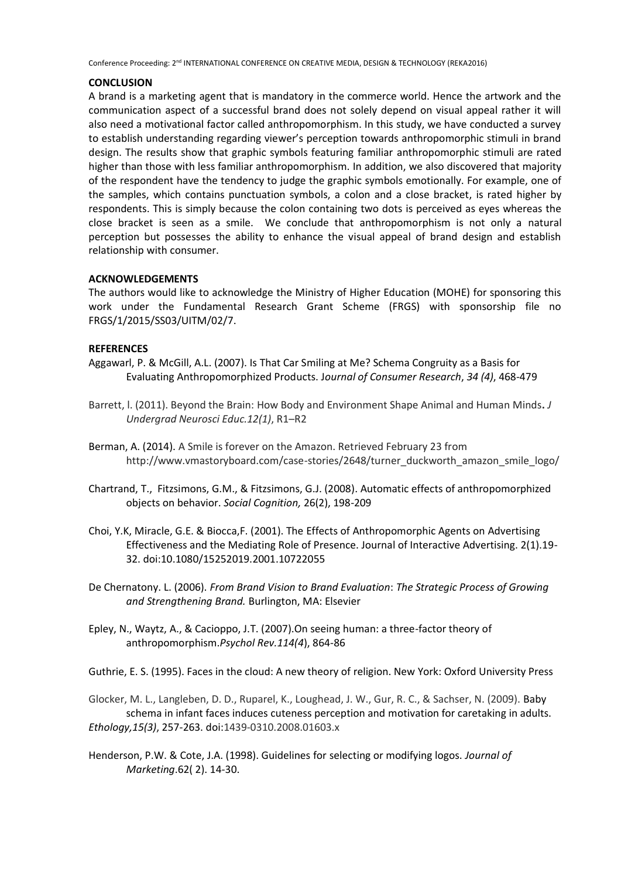## CONCLUSION

A brand is a marketing agent that is mandatory in the commerce world. Hence the artwork and the communication aspect of a successful brand does not solely depend on visual appeal rather it will also need a motivational factor called anthropomorphism. In this study, we have conducted a survey to establish understanding regarding viewer's perception towards anthropomorphic stimuli in brand design. The results show that graphic symbols featuring familiar anthropomorphic stimuli are rated higher than those with less familiar anthropomorphism. In addition, we also discovered that majority of the respondent have the tendency to judge the graphic symbols emotionally. For example, one of the samples, which contains punctuation symbols, a colon and a close bracket, is rated higher by respondents. This is simply because the colon containing two dots is perceived as eyes whereas the close bracket is seen as a smile. We conclude that anthropomorphism is not only a natural perception but possesses the ability to enhance the visual appeal of brand design and establish relationship with consumer.

## ACKNOWLEDGEMENTS

The authors would like to acknowledge the Ministry of Higher Education (MOHE) for sponsoring this work under the Fundamental Research Grant Scheme (FRGS) with sponsorship file no FRGS/1/2015/SS03/UITM/02/7.

## REFERENCES

Aggawarl, P. & McGill, A.L. (2007). Is That Car Smiling at Me? Schema Congruity as a Basis for Evaluating Anthropomorphized Products. *Journal of Consumer Research*, *34 (4)*, 468-479

Barrett, l. (2011). Beyond the Brain: How Body and Environment Shape Animal and Human Minds**.** *J Undergrad Neurosci Educ.12(1)*, R1–R2

Berman, A. (2014). A Smile is forever on the Amazon. Retrieved February 23 from http://www.vmastoryboard.com/case-stories/2648/turner_duckworth_amazon_smile_logo/

Chartrand, T., Fitzsimons, G.M., & Fitzsimons, G.J. (2008). Automatic effects of anthropomorphized objects on behavior. *Social Cognition,* 26(2), 198-209

Choi, Y.K, Miracle, G.E. & Biocca,F. (2001). The Effects of Anthropomorphic Agents on Advertising Effectiveness and the Mediating Role of Presence. Journal of Interactive Advertising. 2(1).19-32. doi:10.1080/15252019.2001.10722055

De Chernatony. L. (2006). *From Brand Vision to Brand Evaluation*: *The Strategic Process of Growing and Strengthening Brand.* Burlington, MA: Elsevier

Epley, N., Waytz, A., & Cacioppo, J.T. (2007).On seeing human: a three-factor theory of anthropomorphism.*Psychol Rev.114(4*), 864-86

Guthrie, E. S. (1995). Faces in the cloud: A new theory of religion. New York: Oxford University Press

Glocker, M. L., Langleben, D. D., Ruparel, K., Loughead, J. W., Gur, R. C., & Sachser, N. (2009). Baby schema in infant faces induces cuteness perception and motivation for caretaking in adults. *Ethology,15(3)*, 257-263. doi:1439-0310.2008.01603.x

Henderson, P.W. & Cote, J.A. (1998). Guidelines for selecting or modifying logos. *Journal of Marketing*.62( 2). 14-30.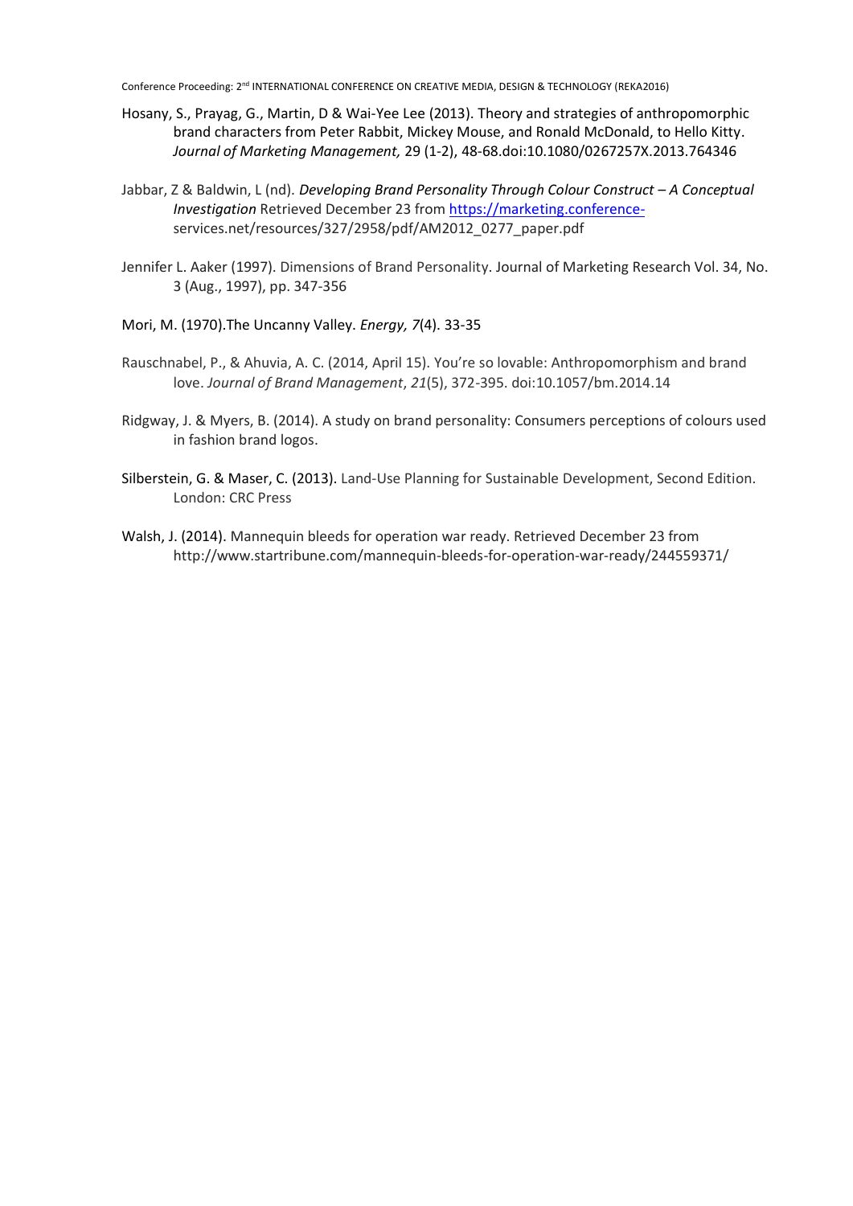Hosany, S., Prayag, G., Martin, D & Wai-Yee Lee (2013). Theory and strategies of anthropomorphic brand characters from Peter Rabbit, Mickey Mouse, and Ronald McDonald, to Hello Kitty. *Journal of Marketing Management,* 29 (1-2), 48-68.doi:10.1080/0267257X.2013.764346

Jabbar, Z & Baldwin, L (nd). *Developing Brand Personality Through Colour Construct – A Conceptual Investigation* Retrieved December 23 from https://marketing.conference-services.net/resources/327/2958/pdf/AM2012_0277_paper.pdf

Jennifer L. Aaker (1997). Dimensions of Brand Personality. Journal of Marketing Research Vol. 34, No. 3 (Aug., 1997), pp. 347-356

Mori, M. (1970).The Uncanny Valley. *Energy, 7*(4). 33-35

Rauschnabel, P., & Ahuvia, A. C. (2014, April 15). You're so lovable: Anthropomorphism and brand love. *Journal of Brand Management*, *21*(5), 372-395. doi:10.1057/bm.2014.14

Ridgway, J. & Myers, B. (2014). A study on brand personality: Consumers perceptions of colours used in fashion brand logos.

Silberstein, G. & Maser, C. (2013). Land-Use Planning for Sustainable Development, Second Edition. London: CRC Press

Walsh, J. (2014). Mannequin bleeds for operation war ready. Retrieved December 23 from http://www.startribune.com/mannequin-bleeds-for-operation-war-ready/244559371/